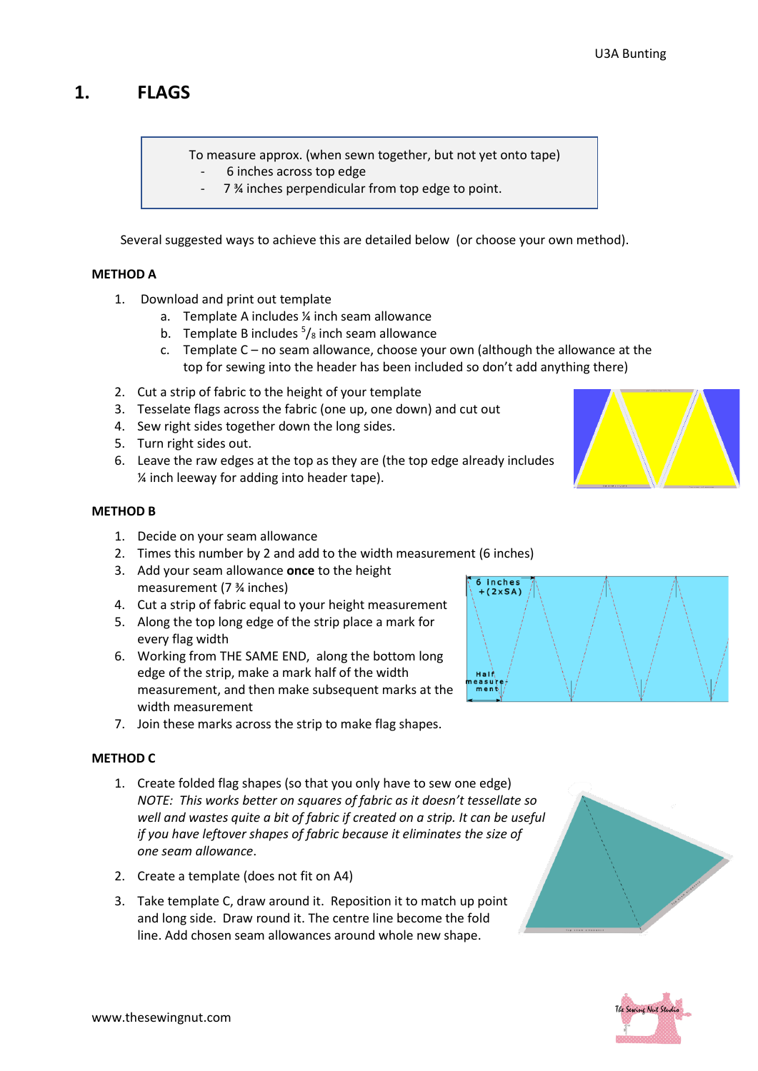# 1. FLAGS

> To measure approx. (when sewn together, but not yet onto tape)
> - 6 inches across top edge
> - 7 ¾ inches perpendicular from top edge to point.

Several suggested ways to achieve this are detailed below (or choose your own method).

**METHOD A**

1. Download and print out template
   a. Template A includes ¼ inch seam allowance
   b. Template B includes $^5/_8$ inch seam allowance
   c. Template C – no seam allowance, choose your own (although the allowance at the top for sewing into the header has been included so don't add anything there)
2. Cut a strip of fabric to the height of your template
3. Tesselate flags across the fabric (one up, one down) and cut out
4. Sew right sides together down the long sides.
5. Turn right sides out.
6. Leave the raw edges at the top as they are (the top edge already includes ¼ inch leeway for adding into header tape).

**METHOD B**

1. Decide on your seam allowance
2. Times this number by 2 and add to the width measurement (6 inches)
3. Add your seam allowance **once** to the height measurement (7 ¾ inches)
4. Cut a strip of fabric equal to your height measurement
5. Along the top long edge of the strip place a mark for every flag width
6. Working from THE SAME END, along the bottom long edge of the strip, make a mark half of the width measurement, and then make subsequent marks at the width measurement
7. Join these marks across the strip to make flag shapes.

**METHOD C**

1. Create folded flag shapes (so that you only have to sew one edge)
   *NOTE: This works better on squares of fabric as it doesn't tessellate so well and wastes quite a bit of fabric if created on a strip. It can be useful if you have leftover shapes of fabric because it eliminates the size of one seam allowance.*
2. Create a template (does not fit on A4)
3. Take template C, draw around it. Reposition it to match up point and long side. Draw round it. The centre line become the fold line. Add chosen seam allowances around whole new shape.

www.thesewingnut.com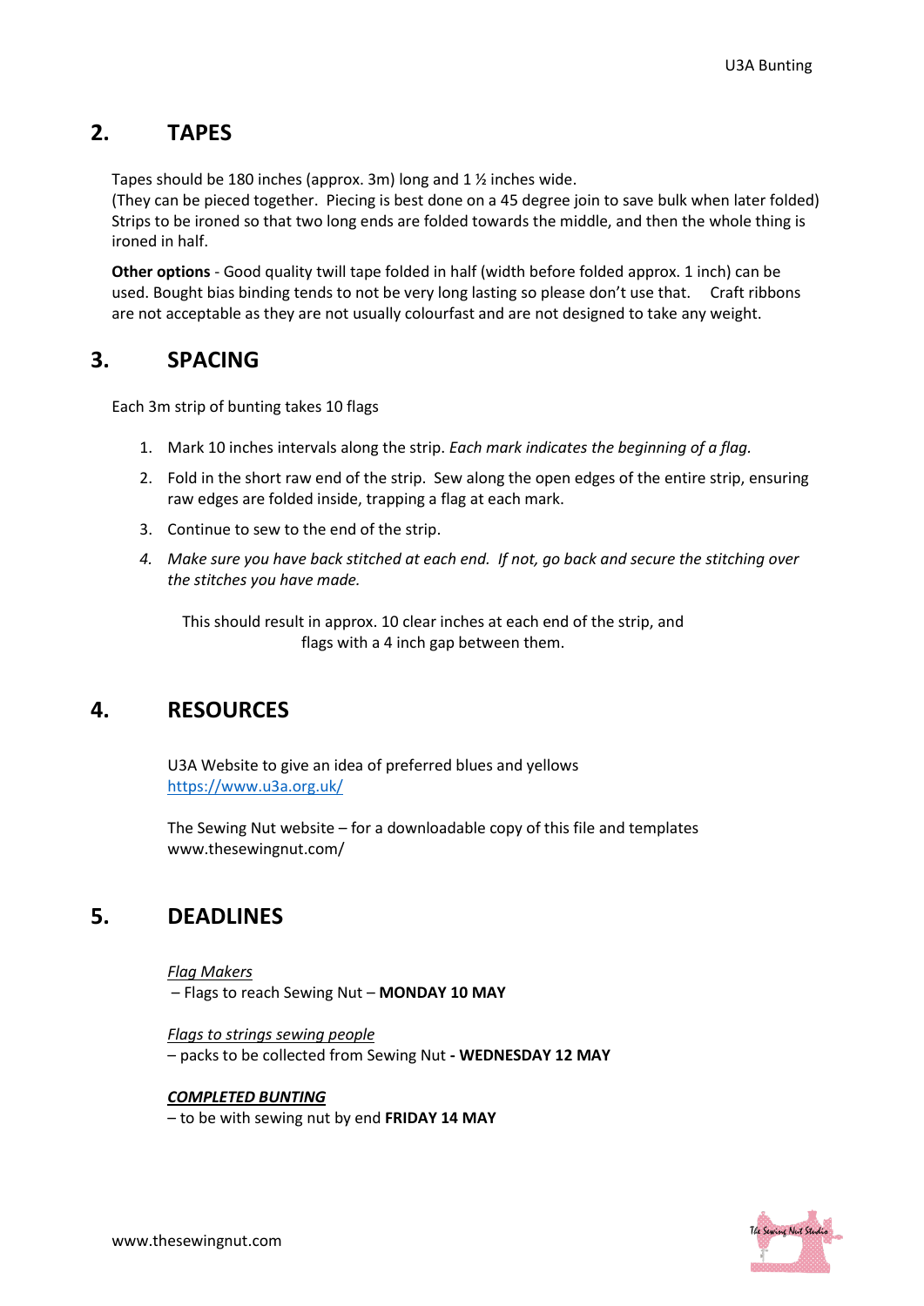## 2. TAPES

Tapes should be 180 inches (approx. 3m) long and 1 ½ inches wide.
(They can be pieced together. Piecing is best done on a 45 degree join to save bulk when later folded)
Strips to be ironed so that two long ends are folded towards the middle, and then the whole thing is ironed in half.

**Other options** - Good quality twill tape folded in half (width before folded approx. 1 inch) can be used. Bought bias binding tends to not be very long lasting so please don't use that. Craft ribbons are not acceptable as they are not usually colourfast and are not designed to take any weight.

## 3. SPACING

Each 3m strip of bunting takes 10 flags

1. Mark 10 inches intervals along the strip. *Each mark indicates the beginning of a flag.*
2. Fold in the short raw end of the strip. Sew along the open edges of the entire strip, ensuring raw edges are folded inside, trapping a flag at each mark.
3. Continue to sew to the end of the strip.
4. *Make sure you have back stitched at each end. If not, go back and secure the stitching over the stitches you have made.*

This should result in approx. 10 clear inches at each end of the strip, and flags with a 4 inch gap between them.

## 4. RESOURCES

U3A Website to give an idea of preferred blues and yellows
https://www.u3a.org.uk/

The Sewing Nut website – for a downloadable copy of this file and templates
www.thesewingnut.com/

## 5. DEADLINES

*Flag Makers*
– Flags to reach Sewing Nut – **MONDAY 10 MAY**

*Flags to strings sewing people*
– packs to be collected from Sewing Nut **- WEDNESDAY 12 MAY**

***COMPLETED BUNTING***
– to be with sewing nut by end **FRIDAY 14 MAY**